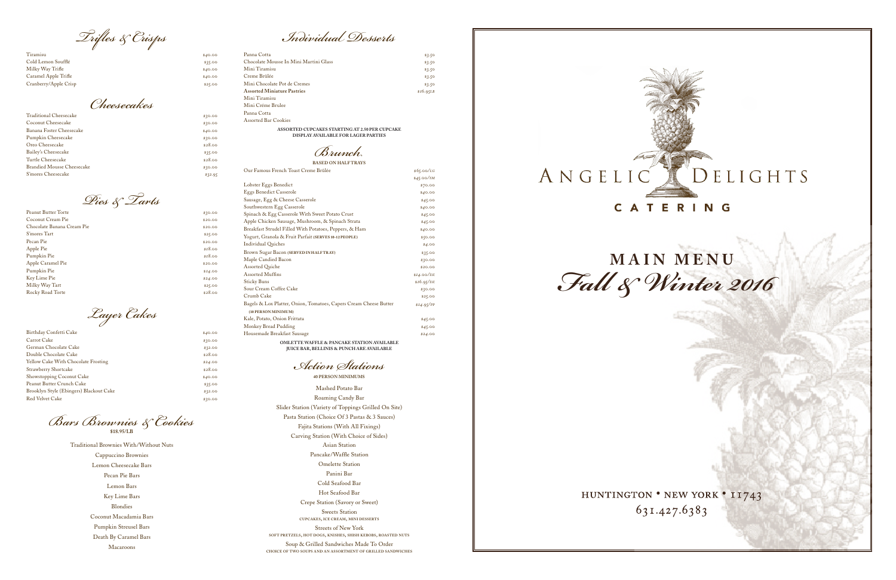## Trifles & Crisps

| Item | Price |
|---|---|
| Tiramisu | $40.00 |
| Cold Lemon Soufflé | $35.00 |
| Milky Way Trifle | $40.00 |
| Caramel Apple Trifle | $40.00 |
| Cranberry/Apple Crisp | $25.00 |

## Cheesecakes

| Item | Price |
|---|---|
| Traditional Cheesecake | $30.00 |
| Coconut Cheesecake | $30.00 |
| Banana Foster Cheesecake | $40.00 |
| Pumpkin Cheesecake | $30.00 |
| Oreo Cheesecake | $28.00 |
| Bailey's Cheesecake | $35.00 |
| Turtle Cheesecake | $28.00 |
| Brandied Mousse Cheesecake | $30.00 |
| S'mores Cheesecake | $32.95 |

## Pies & Tarts

| Item | Price |
|---|---|
| Peanut Butter Torte | $30.00 |
| Coconut Cream Pie | $20.00 |
| Chocolate Banana Cream Pie | $20.00 |
| S'mores Tart | $25.00 |
| Pecan Pie | $20.00 |
| Apple Pie | $18.00 |
| Pumpkin Pie | $18.00 |
| Apple Caramel Pie | $20.00 |
| Pumpkin Pie | $14.00 |
| Key Lime Pie | $24.00 |
| Milky Way Tart | $25.00 |
| Rocky Road Torte | $28.00 |

## Layer Cakes

| Item | Price |
|---|---|
| Birthday Confetti Cake | $40.00 |
| Carrot Cake | $30.00 |
| German Chocolate Cake | $32.00 |
| Double Chocolate Cake | $28.00 |
| Yellow Cake With Chocolate Frosting | $24.00 |
| Strawberry Shortcake | $28.00 |
| Showstopping Coconut Cake | $40.00 |
| Peanut Butter Crunch Cake | $35.00 |
| Brooklyn Style (Ebingers) Blackout Cake | $32.00 |
| Red Velvet Cake | $30.00 |

## Bars Brownies & Cookies

**$18.95/LB**

Traditional Brownies With/Without Nuts
Cappuccino Brownies
Lemon Cheesecake Bars
Pecan Pie Bars
Lemon Bars
Key Lime Bars
Blondies
Coconut Macadamia Bars
Pumpkin Streusel Bars
Death By Caramel Bars
Macaroons

## Individual Desserts

| Item | Price |
|---|---|
| Panna Cotta | $3.50 |
| Chocolate Mousse In Mini Martini Glass | $3.50 |
| Mini Tiramisu | $3.50 |
| Creme Brûlée | $3.50 |
| Mini Chocolate Pot de Cremes | $3.50 |
| **Assorted Miniature Pastries** | $16.95LB |

Mini Tiramisu
Mini Créme Brulee
Panna Cotta
Assorted Bar Cookies

**ASSORTED CUPCAKES STARTING AT 2.50 PER CUPCAKE**
**DISPLAY AVAILABLE FOR LAGER PARTIES**

## Brunch

**BASED ON HALF TRAYS**

| Item | Price |
|---|---|
| Our Famous French Toast Creme Brûlée | $65.00/LG |
| | $45.00/SM |
| Lobster Eggs Benedict | $70.00 |
| Eggs Benedict Casserole | $40.00 |
| Sausage, Egg & Cheese Casserole | $45.00 |
| Southwestern Egg Casserole | $40.00 |
| Spinach & Egg Casserole With Sweet Potato Crust | $45.00 |
| Apple Chicken Sausage, Mushroom, & Spinach Strata | $45.00 |
| Breakfast Strudel Filled With Potatoes, Peppers, & Ham | $40.00 |
| Yogurt, Granola & Fruit Parfait (SERVES 10-12 PEOPLE) | $50.00 |
| Individual Quiches | $4.00 |
| Brown Sugar Bacon (SERVED IN HALF TRAY) | $35.00 |
| Maple Candied Bacon | $30.00 |
| Assorted Quiche | $20.00 |
| Assorted Muffins | $14.00/DZ |
| Sticky Buns | $26.95/DZ |
| Sour Cream Coffee Cake | $30.00 |
| Crumb Cake | $25.00 |
| Bagels & Lox Platter, Onion, Tomatoes, Capers Cream Cheese Butter (10 PERSON MINIMUM) | $14.95/PP |
| Kale, Potato, Onion Frittata | $45.00 |
| Monkey Bread Pudding | $45.00 |
| Housemade Breakfast Sausage | $24.00 |

**OMLETTE WAFFLE & PANCAKE STATION AVAILABLE**
**JUICE BAR, BELLINIS & PUNCH ARE AVAILABLE**

## Action Stations

**40 PERSON MINIMUMS**

Mashed Potato Bar
Roaming Candy Bar
Slider Station (Variety of Toppings Grilled On Site)
Pasta Station (Choice Of 3 Pastas & 3 Sauces)
Fajita Stations (With All Fixings)
Carving Station (With Choice of Sides)
Asian Station
Pancake/Waffle Station
Omelette Station
Panini Bar
Cold Seafood Bar
Hot Seafood Bar
Crepe Station (Savory or Sweet)
Sweets Station
CUPCAKES, ICE CREAM, MINI DESSERTS
Streets of New York
SOFT PRETZELS, HOT DOGS, KNISHES, SHISH KEBOBS, ROASTED NUTS
Soup & Grilled Sandwiches Made To Order
CHOICE OF TWO SOUPS AND AN ASSORTMENT OF GRILLED SANDWICHES

# ANGELIC DELIGHTS

## CATERING

# MAIN MENU
# *Fall & Winter 2016*

HUNTINGTON • NEW YORK • 11743
631.427.6383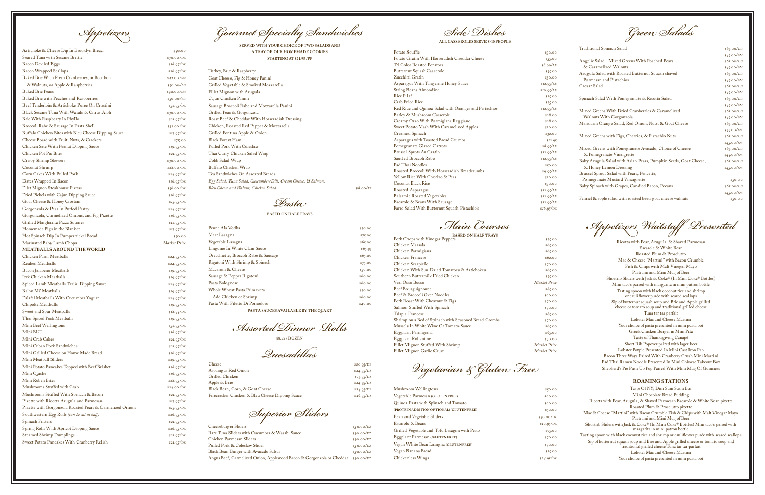# Appetizers

| | |
|---|---|
| Artichoke & Cheese Dip In Brooklyn Bread | $50.00 |
| Seared Tuna with Sesame Brittle | $30.00/DZ |
| Bacon Deviled Eggs | $18.95/DZ |
| Bacon Wrapped Scallops | $26.95/DZ |
| Baked Brie With Fresh Cranberries, or Bourbon & Walnuts, or Apple & Raspberries | $42.00/SM<br>$50.00/LG |
| Baked Brie Pears | $40.00/SM |
| Baked Brie with Peaches and Raspberries | $50.00/LG |
| Beef Tenderloin & Artichoke Puree On Crostini | $32.95/DZ |
| Black Sesame Tuna With Wasabi & Citrus Aioli | $30.00/DZ |
| Brie With Raspberry In Phyllo | $21.95/DZ |
| Broccoli Rabe & Sausage In Pasta Shell | $32.00/DZ |
| Buffalo Chicken Bites with Bleu Cheese Dipping Sauce | $15.95/DZ |
| Cheese Board with Fruit, Nuts, & Crackers | $75.00 |
| Chicken Sate With Peanut Dipping Sauce | $29.95/DZ |
| Chicken Pot Pie Bites | $21.95/DZ |
| Crispy Shrimp Skewers | $30.00/DZ |
| Coconut Shrimp | $28.00/DZ |
| Corn Cakes With Pulled Pork | $24.95/DZ |
| Dates Wrapped In Bacon | $26.95/DZ |
| Filet Mignon Steakhouse Pizzas | $36.00/DZ |
| Fried Pickels with Cajun Dipping Sauce | $26.95/DZ |
| Goat Cheese & Honey Crostini | $25.95/DZ |
| Gorgonzola & Pear In Puffed Pastry | $24.95/DZ |
| Gorgonzola, Carmelized Onions, and Fig Pizette | $26.95/DZ |
| Grilled Margharita Pizza Squares | $12.95/DZ |
| Homemade Pigs in the Blanket | $15.95/DZ |
| Hot Spinach Dip In Pumpernickel Bread | $50.00 |
| Marinated Baby Lamb Chops | *Market Price* |

**MEATBALLS AROUND THE WORLD**

| | |
|---|---|
| Chicken Parm Meatballs | $24.95/DZ |
| Reuben Meatballs | $24.95/DZ |
| Bacon Jalapeno Meatballs | $29.95/DZ |
| Jerk Chicken Meatballs | $29.95/DZ |
| Spiced Lamb Meatballs Taziki Dipping Sauce | $24.95/DZ |
| Ba'hn Mi' Meatballs | $29.95/DZ |
| Falafel Meatballs With Cucumber Yogurt | $24.95/DZ |
| Chipolte Meatballs | $29.95/DZ |
| Sweet and Sour Meatballs | $18.95/DZ |
| Thai Spiced Pork Meatballs | $29.95/DZ |
| Mini Beef Wellingtons | $32.95/DZ |
| Mini BLT | $18.95/DZ |
| Mini Crab Cakes | $21.95/DZ |
| Mini Cuban Pork Sandwiches | $21.95/DZ |
| Mini Grilled Cheese on Home Made Bread | $26.95/DZ |
| Mini Meatball Sliders | $29.95/DZ |
| Mini Potato Pancakes Topped with Beef Brisket | $28.95/DZ |
| Mini Quiche | $26.95/DZ |
| Mini Ruben Bites | $28.95/DZ |
| Mushrooms Stuffed with Crab | $24.00/DZ |
| Mushrooms Stuffed With Spinach & Bacon | $21.95/DZ |
| Pizette with Ricotta Arugula and Parmesan | $25.95/DZ |
| Pizette with Gorgonzola Roasted Pears & Carmelized Onions | $25.95/DZ |
| Southwestern Egg Rolls *(can be cut in half)* | $26.95/DZ |
| Spinach Fritters | $21.95/DZ |
| Spring Rolls With Apricot Dipping Sauce | $26.95/DZ |
| Steamed Shrimp Dumplings | $21.95/DZ |
| Sweet Potato Pancakes With Cranberry Relish | $21.95/DZ |

# Gourmet Specialty Sandwiches

**SERVED WITH YOUR CHOICE OF TWO SALADS AND A TRAY OF OUR HOMEMADE COOKIES STARTING AT $21.95 /PP**

Turkey, Brie & Raspberry
Goat Cheese, Fig & Honey Panini
Grilled Vegetable & Smoked Mozzarella
Fillet Mignon with Arugula
Cajun Chicken Panini
Sausage Broccoli Rabe and Mozzarella Panini
Grilled Pear & Gorgonzola
Roast Beef & Cheddar With Horseradish Dressing
Chicken, Roasted Red Pepper & Mozzarella
Grilled Fontina Apple & Onion
Black Forest Ham
Pulled Pork With Coleslaw
Thai Curry Chicken Salad Wrap
Cobb Salad Wrap
Buffalo Chicken Wrap
Tea Sandwiches On Assorted Breads
*Egg Salad, Tuna Salad, Cuccumber/Dill, Cream Cheese, & Salmon, Bleu Cheese and Walnut, Chicken Salad* — $8.00/PP

# Pasta

**BASED ON HALF TRAYS**

| | |
|---|---|
| Penne Ala Vodka | $50.00 |
| Meat Lasagna | $75.00 |
| Vegetable Lasagna | $65.00 |
| Linguine In White Clam Sauce | $65.95 |
| Orecchiette, Broccoli Rabe & Sausage | $65.00 |
| Rigatoni With Shrimp & Spinach | $75.00 |
| Macaroni & Cheese | $50.00 |
| Sausage & Pepper Rigatoni | $60.00 |
| Pasta Bolognese | $60.00 |
| Whole Wheat Pasta Primavera | $50.00 |
| Add Chicken or Shrimp | $60.00 |
| Pasta With Filetto Di Pomodoro | $40.00 |

**PASTA SAUCES AVAILABLE BY THE QUART**

# Assorted Dinner Rolls

**$8.95 / DOZEN**

# Quesadillas

| | |
|---|---|
| Cheese | $10.95/DZ |
| Asparagus Red Onion | $14.95/DZ |
| Grilled Chicken | $15.95/DZ |
| Apple & Brie | $14.95/DZ |
| Black Bean, Corn, & Goat Cheese | $14.95/DZ |
| Firecracker Chicken & Bleu Cheese Dipping Sauce | $16.95/DZ |

# Superior Sliders

| | |
|---|---|
| Cheeseburger Sliders | $30.00/DZ |
| Rare Tuna Sliders with Cucumber & Wasabi Sauce | $30.00/DZ |
| Chicken Parmesan Sliders | $30.00/DZ |
| Pulled Pork & Coleslaw Slider | $30.00/DZ |
| Black Bean Burger with Avacado Salsa | $30.00/DZ |
| Angus Beef, Carmelized Onion, Applewood Bacon & Gorgonzola or Cheddar | $30.00/DZ |

# Side Dishes

**ALL CASSEROLES SERVE 8-10 PEOPLE**

| | |
|---|---|
| Potato Soufflé | $30.00 |
| Potato Gratin With Horseradish Cheddar Cheese | $35.00 |
| Tri Color Roasted Potatoes | $8.99/LB |
| Butternut Squash Casserole | $35.00 |
| Zucchini Gratin | $30.00 |
| Asparagus With Tangerine Honey Sauce | $12.95/LB |
| String Beans Almondine | $10.95/LB |
| Rice Pilaf | $25.00 |
| Crab Fried Rice | $75.00 |
| Red Rice and Quinoa Salad with Oranges and Pistachios | $12.95/LB |
| Barley & Mushroom Casserole | $28.00 |
| Creamy Orzo With Parmigiana Reggiano | $28.00 |
| Sweet Potato Mash With Caramelized Apples | $30.00 |
| Creamed Spinach | $32.00 |
| Asparagus with Toasted Bread Crumbs | $12.95 |
| Pomegranate Glazed Carrots | $8.95/LB |
| Brussel Sprots Au Gratin | $12.95/LB |
| Sautéed Broccoli Rabe | $12.95/LB |
| Pad Thai Noodles | $50.00 |
| Roasted Broccoli With Horseradish Breadcrumbs | $9.95/LB |
| Yellow Rice With Chorizo & Peas | $30.00 |
| Coconut Black Rice | $30.00 |
| Roasted Asparagus | $12.95/LB |
| Balsamic Roasted Vegetables | $12.95/LB |
| Escarole & Beans With Sausage | $12.95/LB |
| Farro Salad With Butternut Squash Pistachio's | $16.95/DZ |

# Main Courses

**BASED ON HALF TRAYS**

| | |
|---|---|
| Pork Chops with Vinegar Peppers | $75.00 |
| Chicken Marsala | $65.00 |
| Chicken Parmigiana | $65.00 |
| Chicken Francese | $62.00 |
| Chicken Scarpiello | $70.00 |
| Chicken With Sun-Dried Tomatoes & Artichokes | $65.00 |
| Southern Buttermilk Fried Chicken | $55.00 |
| Veal Osso Bucco | *Market Price* |
| Beef Bourguignonne | $85.00 |
| Beef & Broccoli Over Noodles | $60.00 |
| Pork Roast With Chestnut & Figs | $70.00 |
| Salmon Stuffed With Spinach | $70.00 |
| Tilapia Francese | $65.00 |
| Shrimp on a Bed of Spinach with Seasoned Bread Crumbs | $70.00 |
| Mussels In White Wine Or Tomato Sauce | $65.00 |
| Eggplant Parmigiana | $65.00 |
| Eggplant Rollantine | $70.00 |
| Fillet Mignon Stuffed With Shrimp | *Market Price* |
| Fillet Mignon Garlic Crust | *Market Price* |

# Vegetarian & Gluten Free

| | |
|---|---|
| Mushroom Wellingtons | $50.00 |
| Vegeteble Parmesan **(GLUTEN FREE)** | $60.00 |
| Quinoa Pasta with Spinach and Tomato | $60.00 |
| **(PROTEIN ADDITION OPTIONAL) (GLUTEN FREE)** | $50.00 |
| Bean and Vegetable Sliders | $30.00/DZ |
| Escarole & Beans | $10.95/LB |
| Grilled Vegetable and Tofu Lasagna with Pesto | $75.00 |
| Eggplant Parmesan **(GLUTEN FREE)** | $70.00 |
| Vegan White Bean Lasagna **(GLUTEN FREE)** | $70.00 |
| Vegan Banana Bread | $25.00 |
| Chickenless Wings | $24.95/DZ |

# Green Salads

| | |
|---|---|
| Traditional Spinach Salad | $65.00/LG<br>$45.00/SM |
| Angelic Salad - Mixed Greens With Poached Pears & Caramelized Walnuts | $65.00/LG<br>$45.00/SM |
| Arugula Salad with Roasted Butternut Squash shaved Parmesan and Pistachios | $65.00/LG<br>$45.00/SM |
| Caesar Salad | $65.00/LG<br>$45.00/SM |
| Spinach Salad With Pomegranate & Ricotta Salad | $65.00/LG<br>$45.00/SM |
| Mixed Greens With Dried Cranberries & Caramelized Walnuts With Gorgonzola | $65.00/LG<br>$45.00/SM |
| Mandarin Orange Salad, Red Onion, Nuts, & Goat Cheese | $65.00/LG<br>$45.00/SM |
| Mixed Greens with Figs, Cherries, & Pistachio Nuts | $65.00/LG<br>$45.00/SM |
| Mixed Greens with Pomegranate Avacado, Choice of Cheese & Pomegranate Vinaigrette | $65.00/LG<br>$45.00/SM |
| Baby Arugula Salad with Asian Pears, Pumpkin Seeds, Goat Cheese, & Honey Lemon Dressing | $65.00/LG<br>$45.00/SM |
| Brussel Sprout Salad with Pears, Pencetta, Pomegranate Mustard Vinaigrette | $50.00 |
| Baby Spinach with Grapes, Candied Bacon, Pecans | $65.00/LG<br>$45.00/SM |
| Fennel & apple salad with roasted beets goat cheese walnuts | $50.00 |

# Appetizers Waitstaff Presented

Ricotta with Pear, Arugula, & Shaved Parmesan
Escarole & White Bean
Roasted Plum & Prosciutto
Mac & Cheese "Martini" with Bacon Crumble
Fish & Chips with Malt Vinegar Mayo
Pastrami and Mini Mug of Beer
Shortrip Sliders with Jack & Coke® (In Mini Coke® Bottles)
Mini taco's paired with margarita in mini patron bottle
Tasting spoon with black coconut rice and shrimp or cauliflower purée with seared scallops
Sip of butternut squash soup and Brie and Apple grilled cheese or tomato soup and traditional grilled cheese
Tuna tar tar parfait
Lobster Mac and Cheese Martini
Your choice of pasta presented in mini pasta pot
Greek Chicken Burger in Mini Pita
Taste of Thanksgiving Canapé
Short Rib Popover paired with lager beer
Lobster Potpie Presented In Mini Cast Iron Pan
Bacon Three Ways Paired With Cranberry Crush Mini Martini
Pad Thai Ramen Noodle Presented In Mini Chinese Takeout Box
Shepherd's Pie Push Up Pop Paired With Mini Mug Of Guinness

## ROAMING STATIONS

Taste Of NY; Dim Sum Sushi Bar
Mini Chocolate Bread Pudding
Ricotta with Pear, Arugula, & Shaved Parmesan Escarole & White Bean pizette
Roasted Plum & Prosciutto pizette
Mac & Cheese "Martini" with Bacon Crumble Fish & Chips with Malt Vinegar Mayo
Pastrami and Mini Mug of Beer
Shortrib Sliders with Jack & Coke® (In Mini Coke® Bottles) Mini taco's paired with margarita in mini patron bottle
Tasting spoon with black coconut rice and shrimp or cauliflower purée with seared scallops
Sip of butternut squash soup and Brie and Apple grilled cheese or tomato soup and traditional grilled cheese Tuna tar tar parfait
Lobster Mac and Cheese Martini
Your choice of pasta presented in mini pasta pot